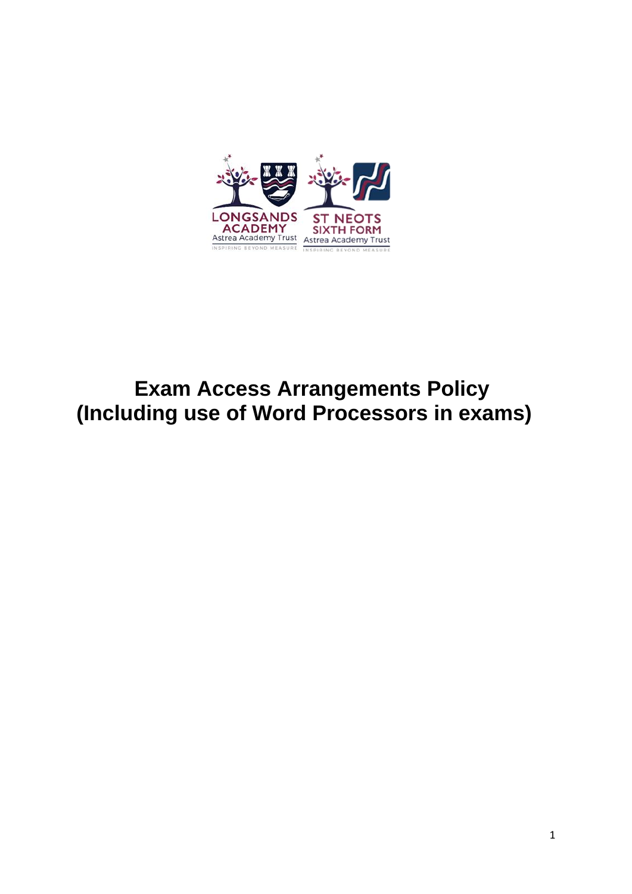# Exam Access Arrangements Policy (Including use of Word Processors in exams)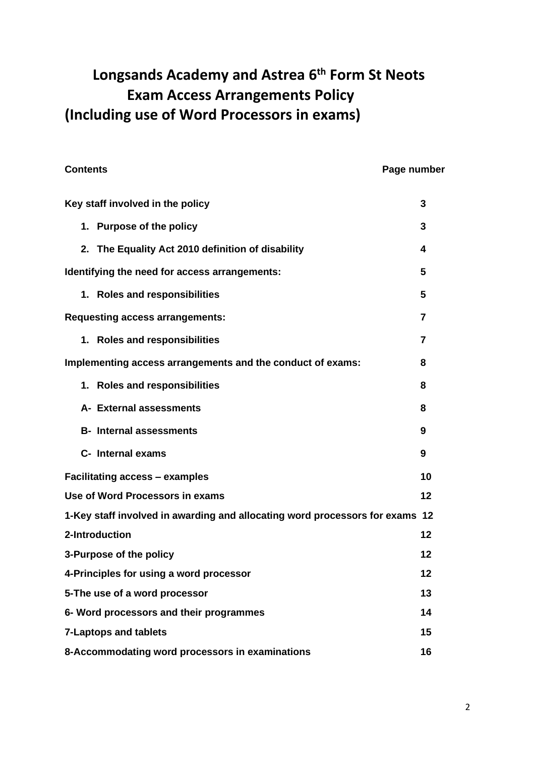# Longsands Academy and Astrea 6th Form St Neots Exam Access Arrangements Policy (Including use of Word Processors in exams)

| Contents | Page number |
| --- | --- |
| **Key staff involved in the policy** | 3 |
| **1. Purpose of the policy** | 3 |
| **2. The Equality Act 2010 definition of disability** | 4 |
| **Identifying the need for access arrangements:** | 5 |
| **1. Roles and responsibilities** | 5 |
| **Requesting access arrangements:** | 7 |
| **1. Roles and responsibilities** | 7 |
| **Implementing access arrangements and the conduct of exams:** | 8 |
| **1. Roles and responsibilities** | 8 |
| **A- External assessments** | 8 |
| **B- Internal assessments** | 9 |
| **C- Internal exams** | 9 |
| **Facilitating access – examples** | 10 |
| **Use of Word Processors in exams** | 12 |
| **1-Key staff involved in awarding and allocating word processors for exams** | 12 |
| **2-Introduction** | 12 |
| **3-Purpose of the policy** | 12 |
| **4-Principles for using a word processor** | 12 |
| **5-The use of a word processor** | 13 |
| **6- Word processors and their programmes** | 14 |
| **7-Laptops and tablets** | 15 |
| **8-Accommodating word processors in examinations** | 16 |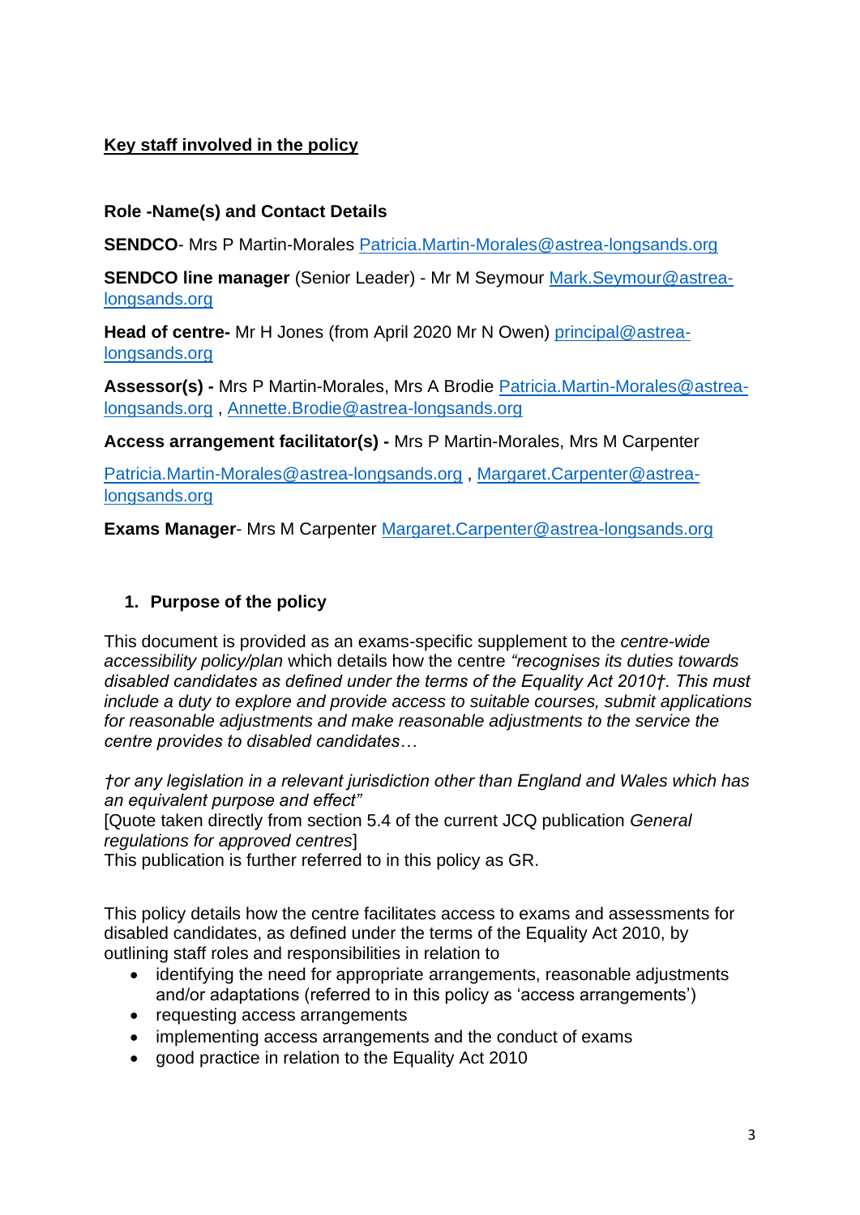## Key staff involved in the policy

**Role -Name(s) and Contact Details**

**SENDCO**- Mrs P Martin-Morales Patricia.Martin-Morales@astrea-longsands.org

**SENDCO line manager** (Senior Leader) - Mr M Seymour Mark.Seymour@astrea-longsands.org

**Head of centre-** Mr H Jones (from April 2020 Mr N Owen) principal@astrea-longsands.org

**Assessor(s) -** Mrs P Martin-Morales, Mrs A Brodie Patricia.Martin-Morales@astrea-longsands.org , Annette.Brodie@astrea-longsands.org

**Access arrangement facilitator(s) -** Mrs P Martin-Morales, Mrs M Carpenter

Patricia.Martin-Morales@astrea-longsands.org , Margaret.Carpenter@astrea-longsands.org

**Exams Manager**- Mrs M Carpenter Margaret.Carpenter@astrea-longsands.org

### 1. Purpose of the policy

This document is provided as an exams-specific supplement to the *centre-wide accessibility policy/plan* which details how the centre *"recognises its duties towards disabled candidates as defined under the terms of the Equality Act 2010†. This must include a duty to explore and provide access to suitable courses, submit applications for reasonable adjustments and make reasonable adjustments to the service the centre provides to disabled candidates…*

*†or any legislation in a relevant jurisdiction other than England and Wales which has an equivalent purpose and effect"*
[Quote taken directly from section 5.4 of the current JCQ publication *General regulations for approved centres*]
This publication is further referred to in this policy as GR.

This policy details how the centre facilitates access to exams and assessments for disabled candidates, as defined under the terms of the Equality Act 2010, by outlining staff roles and responsibilities in relation to

- identifying the need for appropriate arrangements, reasonable adjustments and/or adaptations (referred to in this policy as 'access arrangements')
- requesting access arrangements
- implementing access arrangements and the conduct of exams
- good practice in relation to the Equality Act 2010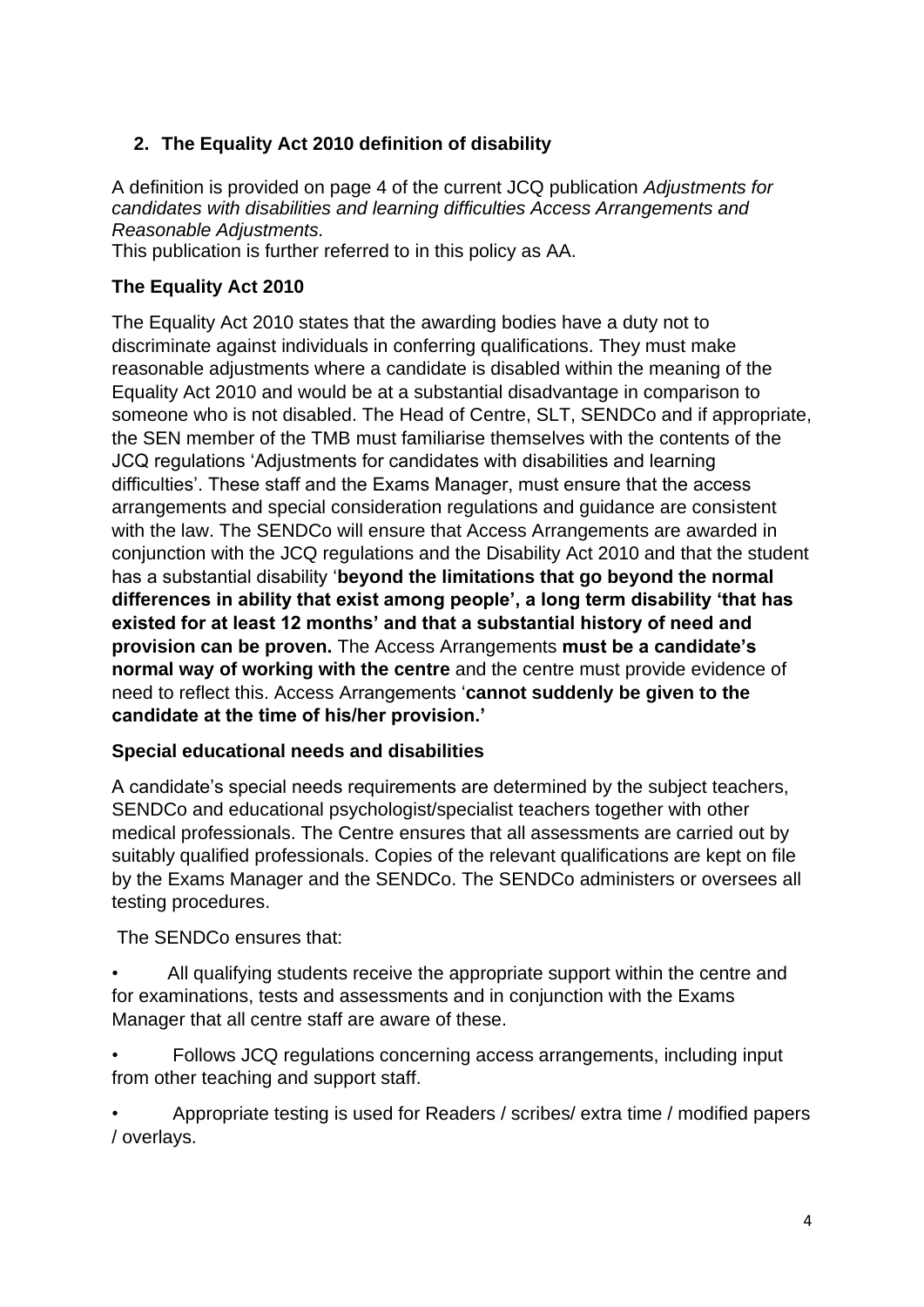## 2. The Equality Act 2010 definition of disability

A definition is provided on page 4 of the current JCQ publication *Adjustments for candidates with disabilities and learning difficulties Access Arrangements and Reasonable Adjustments.*
This publication is further referred to in this policy as AA.

### The Equality Act 2010

The Equality Act 2010 states that the awarding bodies have a duty not to discriminate against individuals in conferring qualifications. They must make reasonable adjustments where a candidate is disabled within the meaning of the Equality Act 2010 and would be at a substantial disadvantage in comparison to someone who is not disabled. The Head of Centre, SLT, SENDCo and if appropriate, the SEN member of the TMB must familiarise themselves with the contents of the JCQ regulations 'Adjustments for candidates with disabilities and learning difficulties'. These staff and the Exams Manager, must ensure that the access arrangements and special consideration regulations and guidance are consistent with the law. The SENDCo will ensure that Access Arrangements are awarded in conjunction with the JCQ regulations and the Disability Act 2010 and that the student has a substantial disability '**beyond the limitations that go beyond the normal differences in ability that exist among people', a long term disability 'that has existed for at least 12 months' and that a substantial history of need and provision can be proven.** The Access Arrangements **must be a candidate's normal way of working with the centre** and the centre must provide evidence of need to reflect this. Access Arrangements '**cannot suddenly be given to the candidate at the time of his/her provision.'**

### Special educational needs and disabilities

A candidate's special needs requirements are determined by the subject teachers, SENDCo and educational psychologist/specialist teachers together with other medical professionals. The Centre ensures that all assessments are carried out by suitably qualified professionals. Copies of the relevant qualifications are kept on file by the Exams Manager and the SENDCo. The SENDCo administers or oversees all testing procedures.

The SENDCo ensures that:

- All qualifying students receive the appropriate support within the centre and for examinations, tests and assessments and in conjunction with the Exams Manager that all centre staff are aware of these.
- Follows JCQ regulations concerning access arrangements, including input from other teaching and support staff.
- Appropriate testing is used for Readers / scribes/ extra time / modified papers / overlays.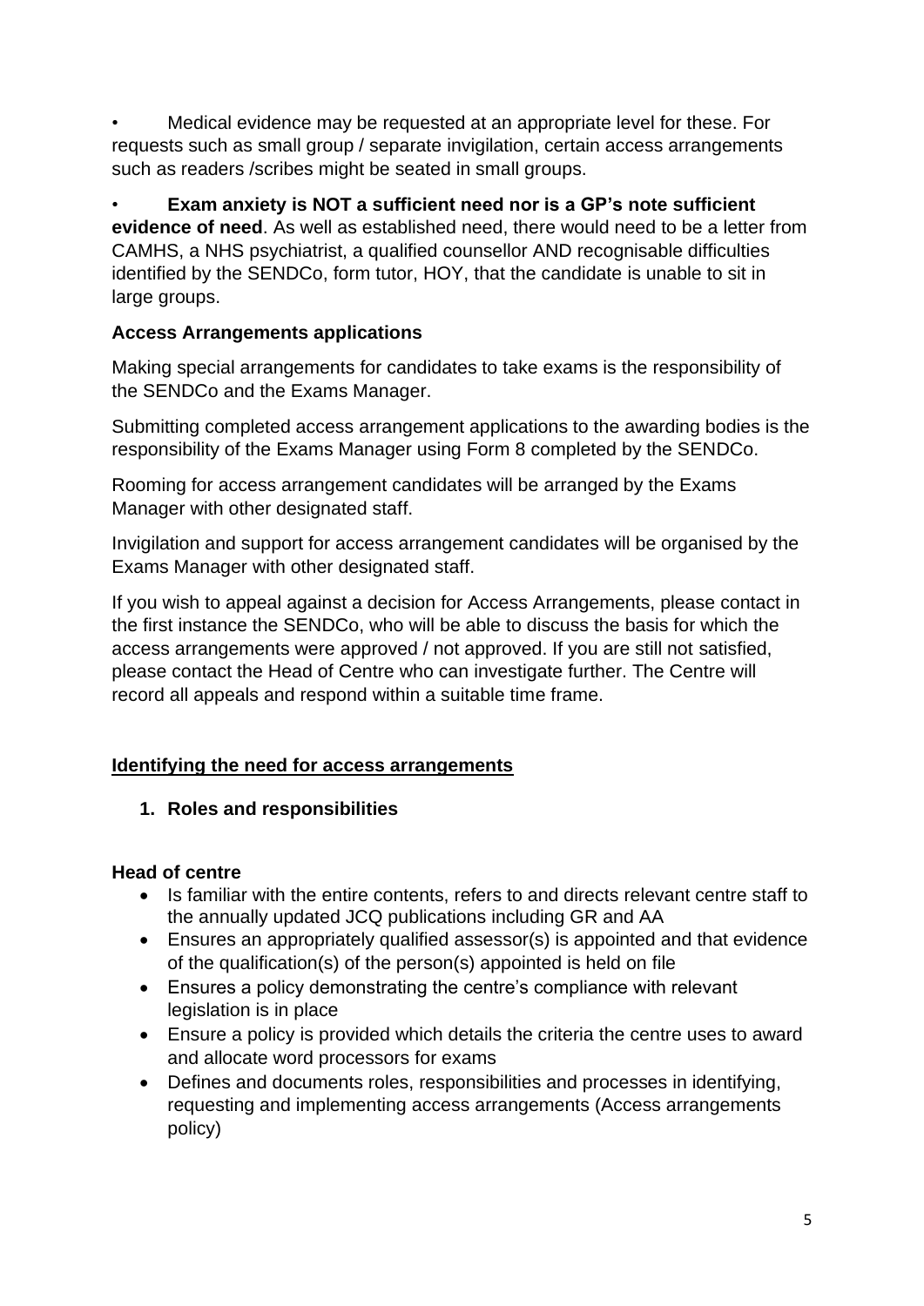- Medical evidence may be requested at an appropriate level for these. For requests such as small group / separate invigilation, certain access arrangements such as readers /scribes might be seated in small groups.

- **Exam anxiety is NOT a sufficient need nor is a GP's note sufficient evidence of need**. As well as established need, there would need to be a letter from CAMHS, a NHS psychiatrist, a qualified counsellor AND recognisable difficulties identified by the SENDCo, form tutor, HOY, that the candidate is unable to sit in large groups.

**Access Arrangements applications**

Making special arrangements for candidates to take exams is the responsibility of the SENDCo and the Exams Manager.

Submitting completed access arrangement applications to the awarding bodies is the responsibility of the Exams Manager using Form 8 completed by the SENDCo.

Rooming for access arrangement candidates will be arranged by the Exams Manager with other designated staff.

Invigilation and support for access arrangement candidates will be organised by the Exams Manager with other designated staff.

If you wish to appeal against a decision for Access Arrangements, please contact in the first instance the SENDCo, who will be able to discuss the basis for which the access arrangements were approved / not approved. If you are still not satisfied, please contact the Head of Centre who can investigate further. The Centre will record all appeals and respond within a suitable time frame.

## Identifying the need for access arrangements

### 1. Roles and responsibilities

**Head of centre**

- Is familiar with the entire contents, refers to and directs relevant centre staff to the annually updated JCQ publications including GR and AA
- Ensures an appropriately qualified assessor(s) is appointed and that evidence of the qualification(s) of the person(s) appointed is held on file
- Ensures a policy demonstrating the centre's compliance with relevant legislation is in place
- Ensure a policy is provided which details the criteria the centre uses to award and allocate word processors for exams
- Defines and documents roles, responsibilities and processes in identifying, requesting and implementing access arrangements (Access arrangements policy)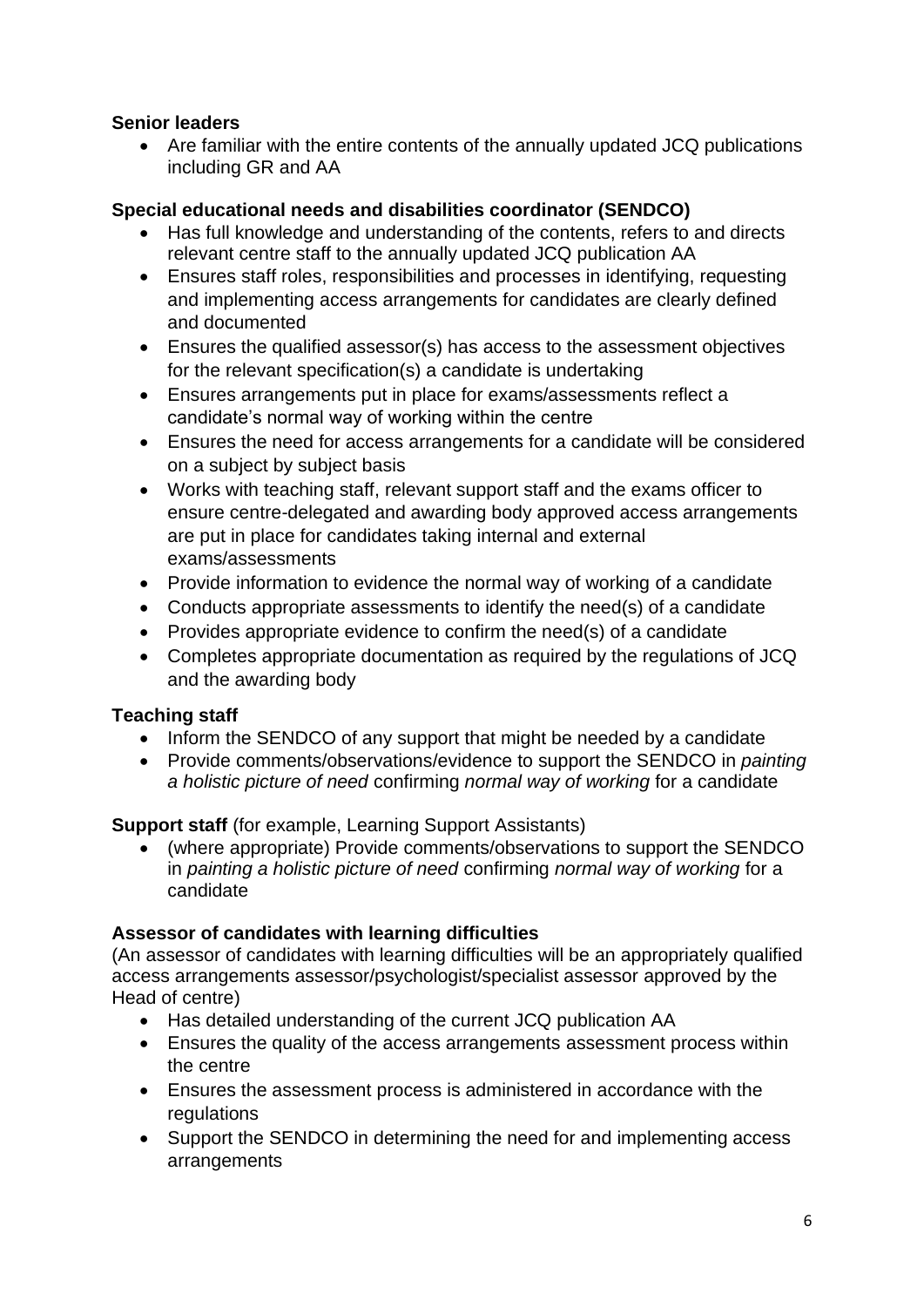**Senior leaders**

- Are familiar with the entire contents of the annually updated JCQ publications including GR and AA

**Special educational needs and disabilities coordinator (SENDCO)**

- Has full knowledge and understanding of the contents, refers to and directs relevant centre staff to the annually updated JCQ publication AA
- Ensures staff roles, responsibilities and processes in identifying, requesting and implementing access arrangements for candidates are clearly defined and documented
- Ensures the qualified assessor(s) has access to the assessment objectives for the relevant specification(s) a candidate is undertaking
- Ensures arrangements put in place for exams/assessments reflect a candidate's normal way of working within the centre
- Ensures the need for access arrangements for a candidate will be considered on a subject by subject basis
- Works with teaching staff, relevant support staff and the exams officer to ensure centre-delegated and awarding body approved access arrangements are put in place for candidates taking internal and external exams/assessments
- Provide information to evidence the normal way of working of a candidate
- Conducts appropriate assessments to identify the need(s) of a candidate
- Provides appropriate evidence to confirm the need(s) of a candidate
- Completes appropriate documentation as required by the regulations of JCQ and the awarding body

**Teaching staff**

- Inform the SENDCO of any support that might be needed by a candidate
- Provide comments/observations/evidence to support the SENDCO in *painting a holistic picture of need* confirming *normal way of working* for a candidate

**Support staff** (for example, Learning Support Assistants)

- (where appropriate) Provide comments/observations to support the SENDCO in *painting a holistic picture of need* confirming *normal way of working* for a candidate

**Assessor of candidates with learning difficulties**

(An assessor of candidates with learning difficulties will be an appropriately qualified access arrangements assessor/psychologist/specialist assessor approved by the Head of centre)

- Has detailed understanding of the current JCQ publication AA
- Ensures the quality of the access arrangements assessment process within the centre
- Ensures the assessment process is administered in accordance with the regulations
- Support the SENDCO in determining the need for and implementing access arrangements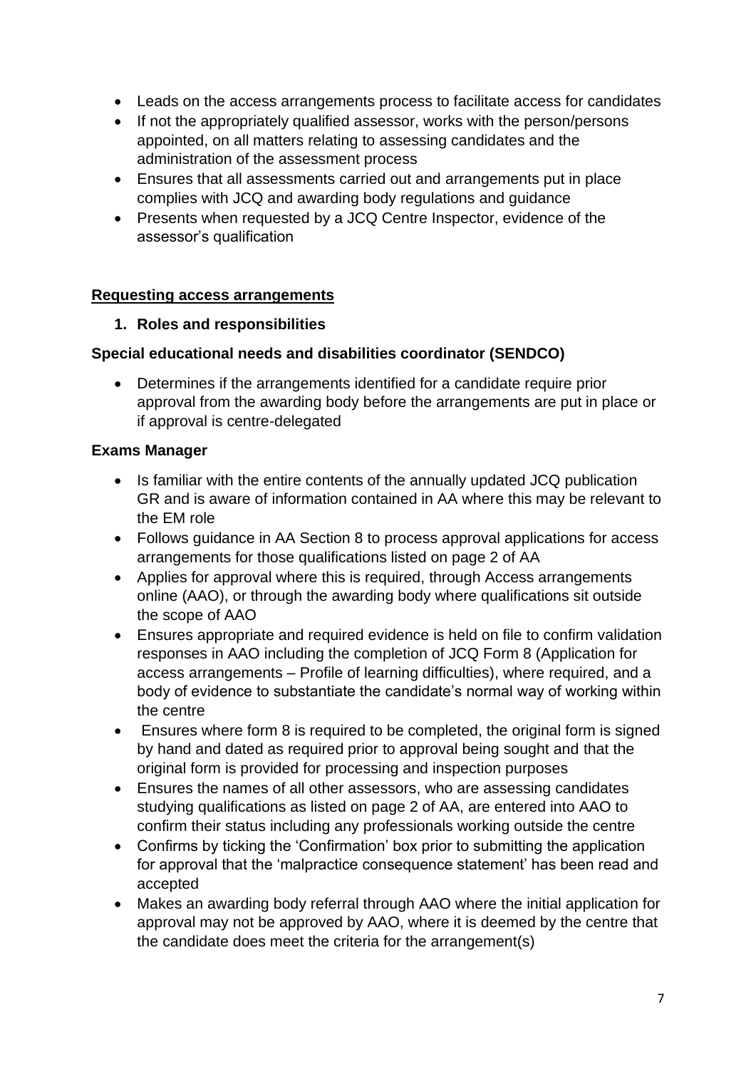- Leads on the access arrangements process to facilitate access for candidates
- If not the appropriately qualified assessor, works with the person/persons appointed, on all matters relating to assessing candidates and the administration of the assessment process
- Ensures that all assessments carried out and arrangements put in place complies with JCQ and awarding body regulations and guidance
- Presents when requested by a JCQ Centre Inspector, evidence of the assessor's qualification

<u>**Requesting access arrangements**</u>

**1. Roles and responsibilities**

**Special educational needs and disabilities coordinator (SENDCO)**

- Determines if the arrangements identified for a candidate require prior approval from the awarding body before the arrangements are put in place or if approval is centre-delegated

**Exams Manager**

- Is familiar with the entire contents of the annually updated JCQ publication GR and is aware of information contained in AA where this may be relevant to the EM role
- Follows guidance in AA Section 8 to process approval applications for access arrangements for those qualifications listed on page 2 of AA
- Applies for approval where this is required, through Access arrangements online (AAO), or through the awarding body where qualifications sit outside the scope of AAO
- Ensures appropriate and required evidence is held on file to confirm validation responses in AAO including the completion of JCQ Form 8 (Application for access arrangements – Profile of learning difficulties), where required, and a body of evidence to substantiate the candidate's normal way of working within the centre
- Ensures where form 8 is required to be completed, the original form is signed by hand and dated as required prior to approval being sought and that the original form is provided for processing and inspection purposes
- Ensures the names of all other assessors, who are assessing candidates studying qualifications as listed on page 2 of AA, are entered into AAO to confirm their status including any professionals working outside the centre
- Confirms by ticking the 'Confirmation' box prior to submitting the application for approval that the 'malpractice consequence statement' has been read and accepted
- Makes an awarding body referral through AAO where the initial application for approval may not be approved by AAO, where it is deemed by the centre that the candidate does meet the criteria for the arrangement(s)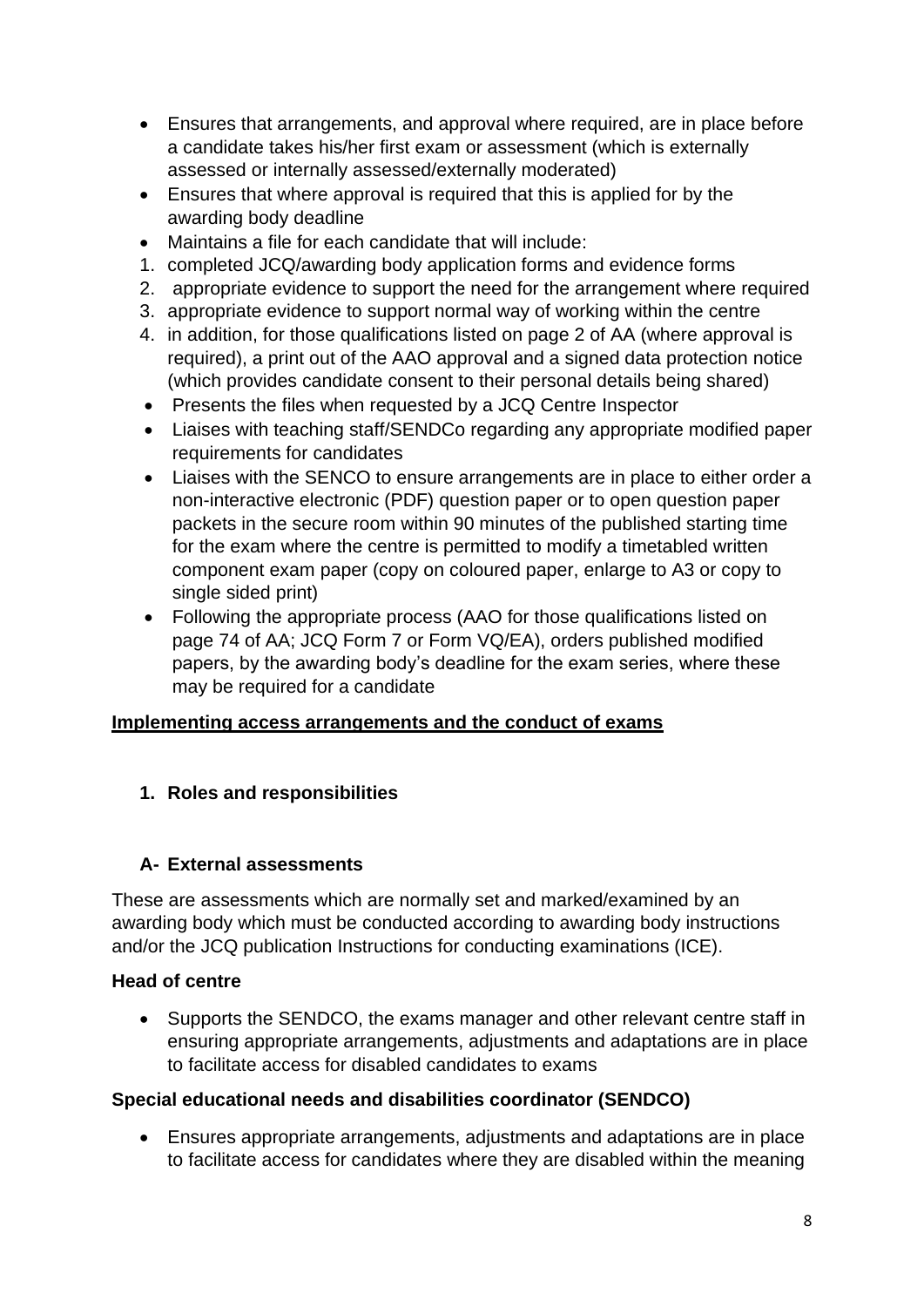- Ensures that arrangements, and approval where required, are in place before a candidate takes his/her first exam or assessment (which is externally assessed or internally assessed/externally moderated)
- Ensures that where approval is required that this is applied for by the awarding body deadline
- Maintains a file for each candidate that will include:

1. completed JCQ/awarding body application forms and evidence forms
2. appropriate evidence to support the need for the arrangement where required
3. appropriate evidence to support normal way of working within the centre
4. in addition, for those qualifications listed on page 2 of AA (where approval is required), a print out of the AAO approval and a signed data protection notice (which provides candidate consent to their personal details being shared)

- Presents the files when requested by a JCQ Centre Inspector
- Liaises with teaching staff/SENDCo regarding any appropriate modified paper requirements for candidates
- Liaises with the SENCO to ensure arrangements are in place to either order a non-interactive electronic (PDF) question paper or to open question paper packets in the secure room within 90 minutes of the published starting time for the exam where the centre is permitted to modify a timetabled written component exam paper (copy on coloured paper, enlarge to A3 or copy to single sided print)
- Following the appropriate process (AAO for those qualifications listed on page 74 of AA; JCQ Form 7 or Form VQ/EA), orders published modified papers, by the awarding body's deadline for the exam series, where these may be required for a candidate

<u>**Implementing access arrangements and the conduct of exams**</u>

### 1. Roles and responsibilities

### A- External assessments

These are assessments which are normally set and marked/examined by an awarding body which must be conducted according to awarding body instructions and/or the JCQ publication Instructions for conducting examinations (ICE).

**Head of centre**

- Supports the SENDCO, the exams manager and other relevant centre staff in ensuring appropriate arrangements, adjustments and adaptations are in place to facilitate access for disabled candidates to exams

**Special educational needs and disabilities coordinator (SENDCO)**

- Ensures appropriate arrangements, adjustments and adaptations are in place to facilitate access for candidates where they are disabled within the meaning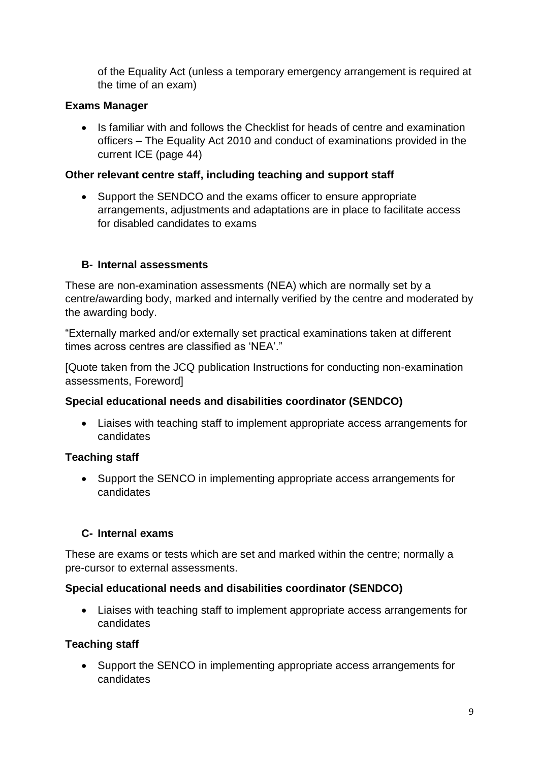of the Equality Act (unless a temporary emergency arrangement is required at the time of an exam)

**Exams Manager**

- Is familiar with and follows the Checklist for heads of centre and examination officers – The Equality Act 2010 and conduct of examinations provided in the current ICE (page 44)

**Other relevant centre staff, including teaching and support staff**

- Support the SENDCO and the exams officer to ensure appropriate arrangements, adjustments and adaptations are in place to facilitate access for disabled candidates to exams

### B- Internal assessments

These are non-examination assessments (NEA) which are normally set by a centre/awarding body, marked and internally verified by the centre and moderated by the awarding body.

"Externally marked and/or externally set practical examinations taken at different times across centres are classified as 'NEA'."

[Quote taken from the JCQ publication Instructions for conducting non-examination assessments, Foreword]

**Special educational needs and disabilities coordinator (SENDCO)**

- Liaises with teaching staff to implement appropriate access arrangements for candidates

**Teaching staff**

- Support the SENCO in implementing appropriate access arrangements for candidates

### C- Internal exams

These are exams or tests which are set and marked within the centre; normally a pre-cursor to external assessments.

**Special educational needs and disabilities coordinator (SENDCO)**

- Liaises with teaching staff to implement appropriate access arrangements for candidates

**Teaching staff**

- Support the SENCO in implementing appropriate access arrangements for candidates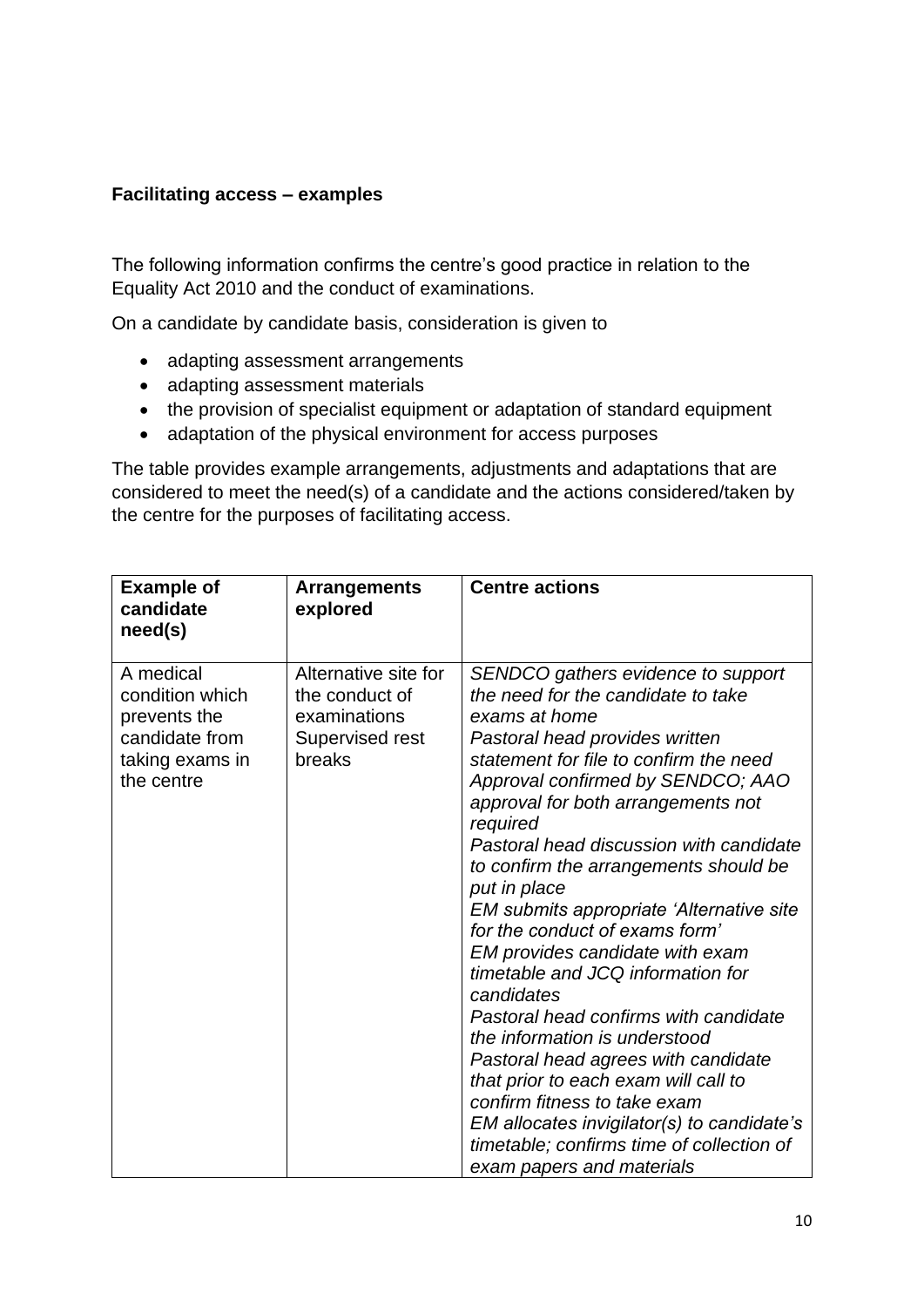**Facilitating access – examples**

The following information confirms the centre's good practice in relation to the Equality Act 2010 and the conduct of examinations.

On a candidate by candidate basis, consideration is given to

- adapting assessment arrangements
- adapting assessment materials
- the provision of specialist equipment or adaptation of standard equipment
- adaptation of the physical environment for access purposes

The table provides example arrangements, adjustments and adaptations that are considered to meet the need(s) of a candidate and the actions considered/taken by the centre for the purposes of facilitating access.

| Example of candidate need(s) | Arrangements explored | Centre actions |
|---|---|---|
| A medical condition which prevents the candidate from taking exams in the centre | Alternative site for the conduct of examinations<br>Supervised rest breaks | *SENDCO gathers evidence to support the need for the candidate to take exams at home*<br>*Pastoral head provides written statement for file to confirm the need*<br>*Approval confirmed by SENDCO; AAO approval for both arrangements not required*<br>*Pastoral head discussion with candidate to confirm the arrangements should be put in place*<br>*EM submits appropriate 'Alternative site for the conduct of exams form'*<br>*EM provides candidate with exam timetable and JCQ information for candidates*<br>*Pastoral head confirms with candidate the information is understood*<br>*Pastoral head agrees with candidate that prior to each exam will call to confirm fitness to take exam*<br>*EM allocates invigilator(s) to candidate's timetable; confirms time of collection of exam papers and materials* |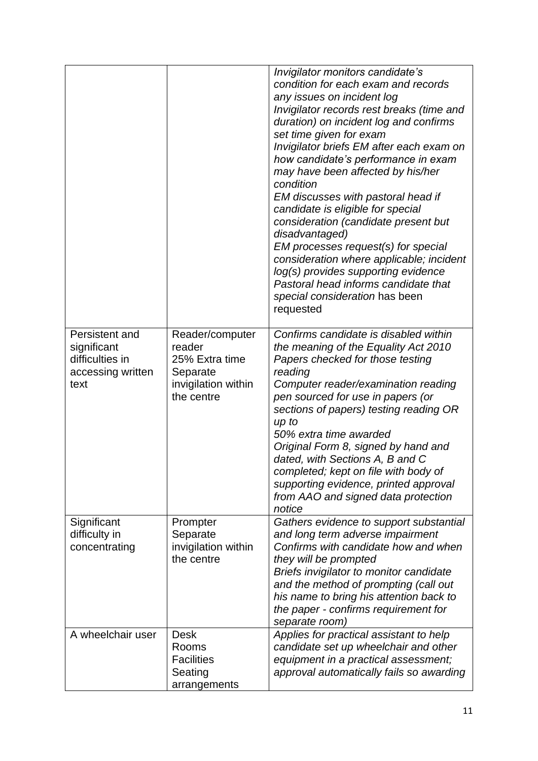| | | |
|---|---|---|
| | | *Invigilator monitors candidate's condition for each exam and records any issues on incident log*<br>*Invigilator records rest breaks (time and duration) on incident log and confirms set time given for exam*<br>*Invigilator briefs EM after each exam on how candidate's performance in exam may have been affected by his/her condition*<br>*EM discusses with pastoral head if candidate is eligible for special consideration (candidate present but disadvantaged)*<br>*EM processes request(s) for special consideration where applicable; incident log(s) provides supporting evidence*<br>*Pastoral head informs candidate that special consideration* has been requested |
| Persistent and significant difficulties in accessing written text | Reader/computer reader<br>25% Extra time<br>Separate invigilation within the centre | *Confirms candidate is disabled within the meaning of the Equality Act 2010*<br>*Papers checked for those testing reading*<br>*Computer reader/examination reading pen sourced for use in papers (or sections of papers) testing reading OR up to*<br>*50% extra time awarded*<br>*Original Form 8, signed by hand and dated, with Sections A, B and C completed; kept on file with body of supporting evidence, printed approval from AAO and signed data protection notice* |
| Significant difficulty in concentrating | Prompter<br>Separate invigilation within the centre | *Gathers evidence to support substantial and long term adverse impairment*<br>*Confirms with candidate how and when they will be prompted*<br>*Briefs invigilator to monitor candidate and the method of prompting (call out his name to bring his attention back to the paper - confirms requirement for separate room)* |
| A wheelchair user | Desk<br>Rooms<br>Facilities<br>Seating arrangements | *Applies for practical assistant to help candidate set up wheelchair and other equipment in a practical assessment; approval automatically fails so awarding* |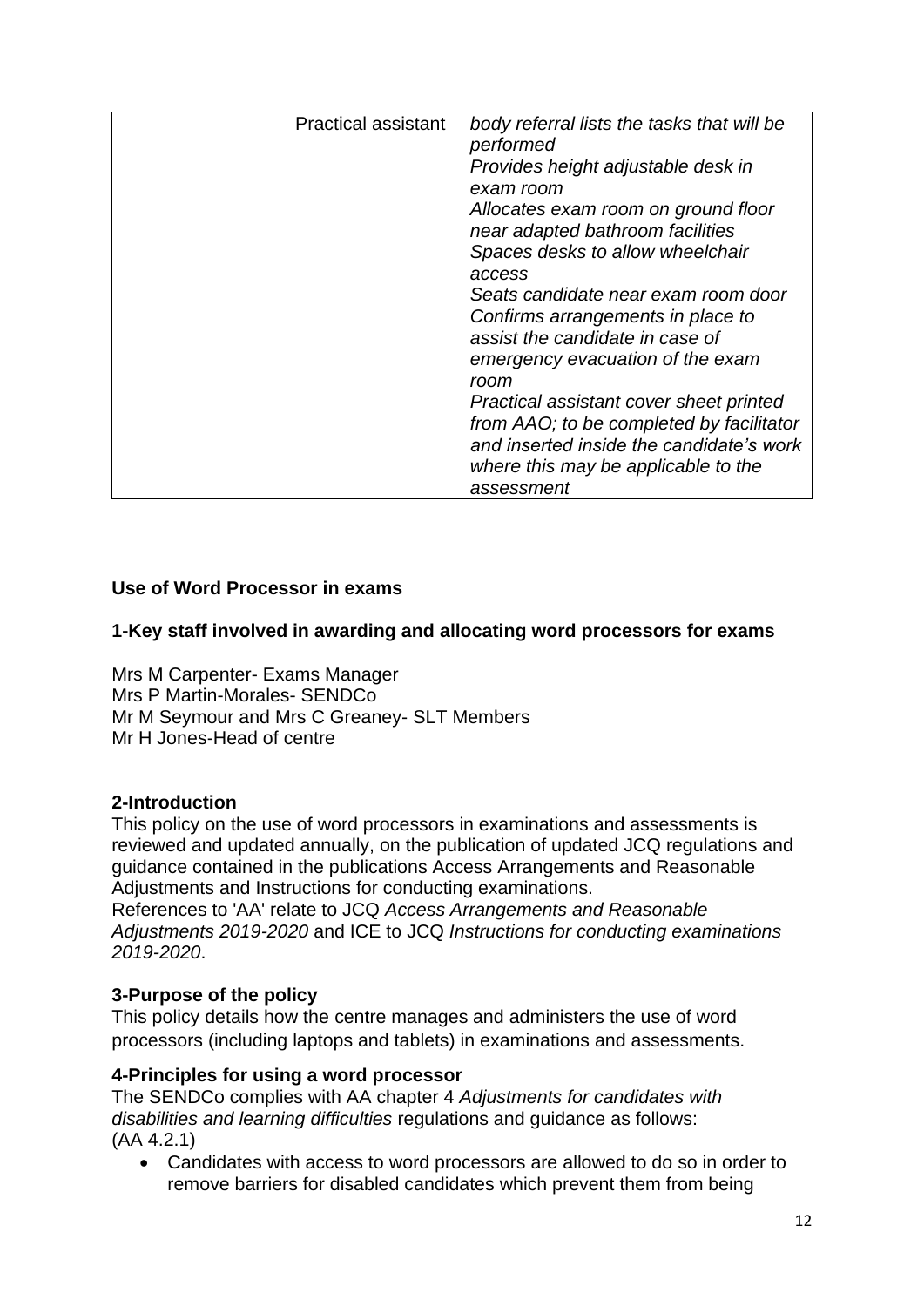| | | |
|---|---|---|
| | Practical assistant | *body referral lists the tasks that will be performed* *Provides height adjustable desk in exam room* *Allocates exam room on ground floor near adapted bathroom facilities* *Spaces desks to allow wheelchair access* *Seats candidate near exam room door* *Confirms arrangements in place to assist the candidate in case of emergency evacuation of the exam room* *Practical assistant cover sheet printed from AAO; to be completed by facilitator and inserted inside the candidate's work where this may be applicable to the assessment* |

**Use of Word Processor in exams**

**1-Key staff involved in awarding and allocating word processors for exams**

Mrs M Carpenter- Exams Manager
Mrs P Martin-Morales- SENDCo
Mr M Seymour and Mrs C Greaney- SLT Members
Mr H Jones-Head of centre

**2-Introduction**

This policy on the use of word processors in examinations and assessments is reviewed and updated annually, on the publication of updated JCQ regulations and guidance contained in the publications Access Arrangements and Reasonable Adjustments and Instructions for conducting examinations.
References to 'AA' relate to JCQ *Access Arrangements and Reasonable Adjustments 2019-2020* and ICE to JCQ *Instructions for conducting examinations 2019-2020*.

**3-Purpose of the policy**

This policy details how the centre manages and administers the use of word processors (including laptops and tablets) in examinations and assessments.

**4-Principles for using a word processor**

The SENDCo complies with AA chapter 4 *Adjustments for candidates with disabilities and learning difficulties* regulations and guidance as follows:
(AA 4.2.1)

- Candidates with access to word processors are allowed to do so in order to remove barriers for disabled candidates which prevent them from being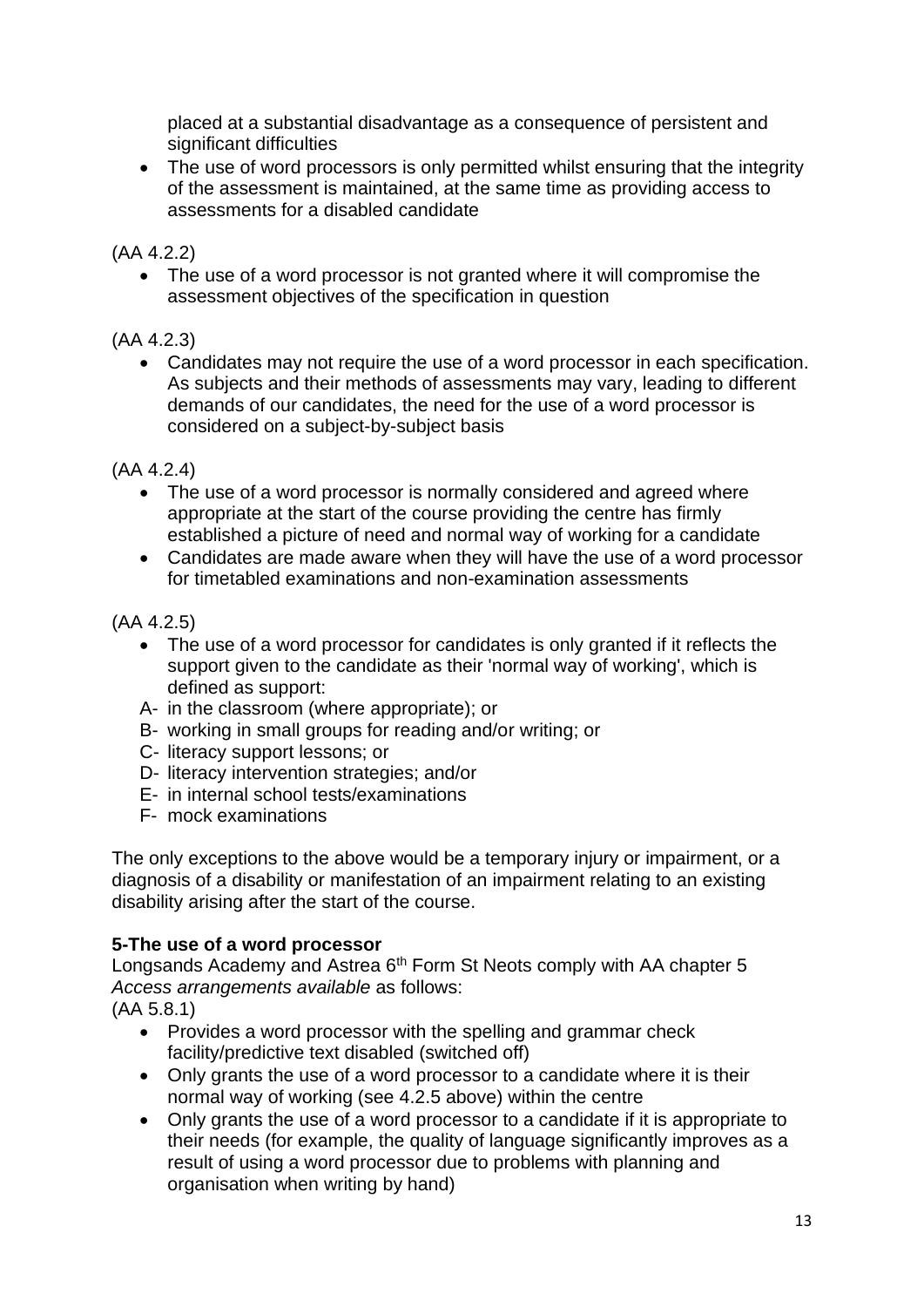placed at a substantial disadvantage as a consequence of persistent and significant difficulties

- The use of word processors is only permitted whilst ensuring that the integrity of the assessment is maintained, at the same time as providing access to assessments for a disabled candidate

(AA 4.2.2)

- The use of a word processor is not granted where it will compromise the assessment objectives of the specification in question

(AA 4.2.3)

- Candidates may not require the use of a word processor in each specification. As subjects and their methods of assessments may vary, leading to different demands of our candidates, the need for the use of a word processor is considered on a subject-by-subject basis

(AA 4.2.4)

- The use of a word processor is normally considered and agreed where appropriate at the start of the course providing the centre has firmly established a picture of need and normal way of working for a candidate
- Candidates are made aware when they will have the use of a word processor for timetabled examinations and non-examination assessments

(AA 4.2.5)

- The use of a word processor for candidates is only granted if it reflects the support given to the candidate as their 'normal way of working', which is defined as support:

A- in the classroom (where appropriate); or
B- working in small groups for reading and/or writing; or
C- literacy support lessons; or
D- literacy intervention strategies; and/or
E- in internal school tests/examinations
F- mock examinations

The only exceptions to the above would be a temporary injury or impairment, or a diagnosis of a disability or manifestation of an impairment relating to an existing disability arising after the start of the course.

**5-The use of a word processor**

Longsands Academy and Astrea 6th Form St Neots comply with AA chapter 5 *Access arrangements available* as follows:

(AA 5.8.1)

- Provides a word processor with the spelling and grammar check facility/predictive text disabled (switched off)
- Only grants the use of a word processor to a candidate where it is their normal way of working (see 4.2.5 above) within the centre
- Only grants the use of a word processor to a candidate if it is appropriate to their needs (for example, the quality of language significantly improves as a result of using a word processor due to problems with planning and organisation when writing by hand)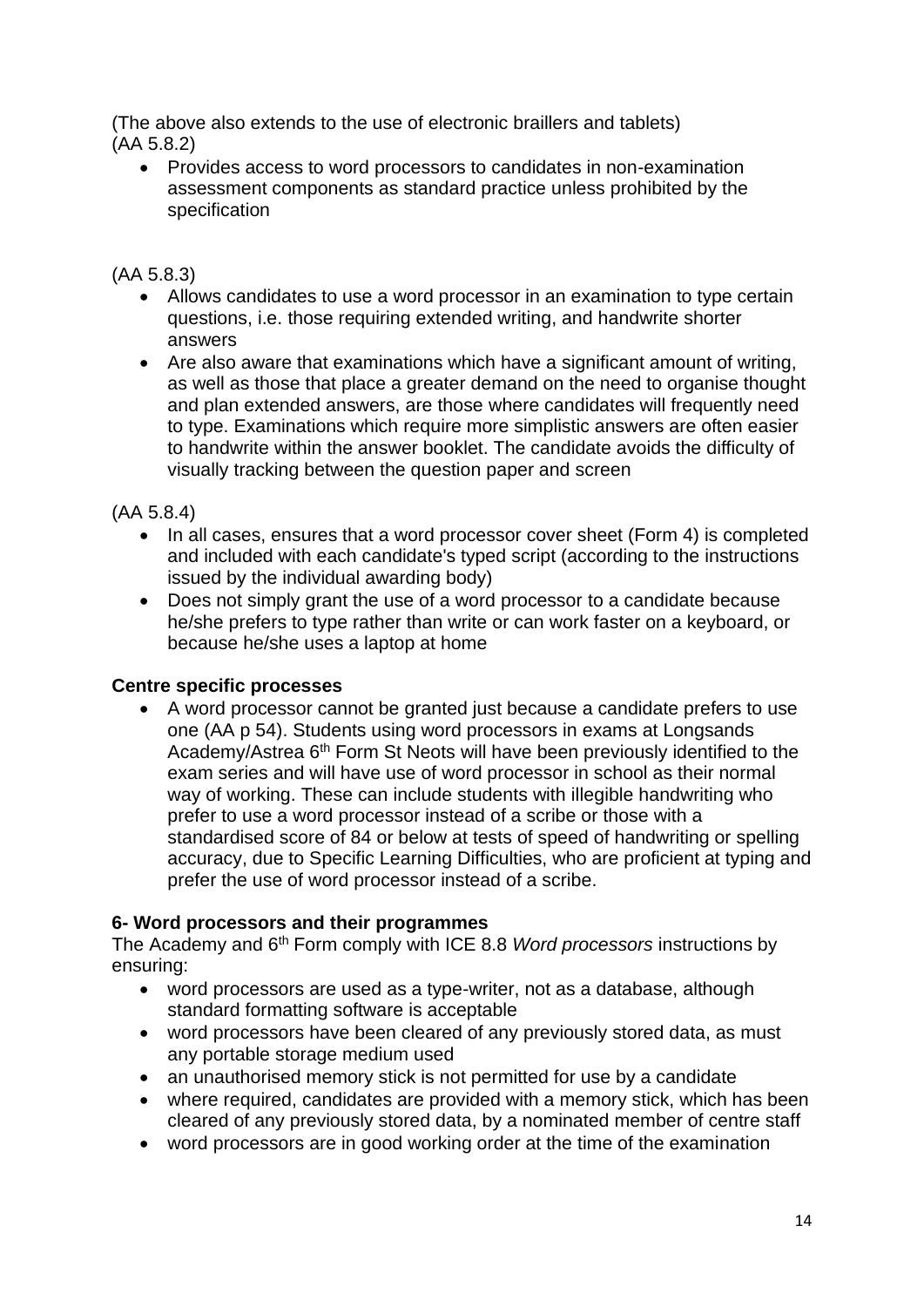(The above also extends to the use of electronic braillers and tablets)
(AA 5.8.2)

- Provides access to word processors to candidates in non-examination assessment components as standard practice unless prohibited by the specification

(AA 5.8.3)

- Allows candidates to use a word processor in an examination to type certain questions, i.e. those requiring extended writing, and handwrite shorter answers
- Are also aware that examinations which have a significant amount of writing, as well as those that place a greater demand on the need to organise thought and plan extended answers, are those where candidates will frequently need to type. Examinations which require more simplistic answers are often easier to handwrite within the answer booklet. The candidate avoids the difficulty of visually tracking between the question paper and screen

(AA 5.8.4)

- In all cases, ensures that a word processor cover sheet (Form 4) is completed and included with each candidate's typed script (according to the instructions issued by the individual awarding body)
- Does not simply grant the use of a word processor to a candidate because he/she prefers to type rather than write or can work faster on a keyboard, or because he/she uses a laptop at home

**Centre specific processes**

- A word processor cannot be granted just because a candidate prefers to use one (AA p 54). Students using word processors in exams at Longsands Academy/Astrea 6th Form St Neots will have been previously identified to the exam series and will have use of word processor in school as their normal way of working. These can include students with illegible handwriting who prefer to use a word processor instead of a scribe or those with a standardised score of 84 or below at tests of speed of handwriting or spelling accuracy, due to Specific Learning Difficulties, who are proficient at typing and prefer the use of word processor instead of a scribe.

**6- Word processors and their programmes**

The Academy and 6th Form comply with ICE 8.8 *Word processors* instructions by ensuring:

- word processors are used as a type-writer, not as a database, although standard formatting software is acceptable
- word processors have been cleared of any previously stored data, as must any portable storage medium used
- an unauthorised memory stick is not permitted for use by a candidate
- where required, candidates are provided with a memory stick, which has been cleared of any previously stored data, by a nominated member of centre staff
- word processors are in good working order at the time of the examination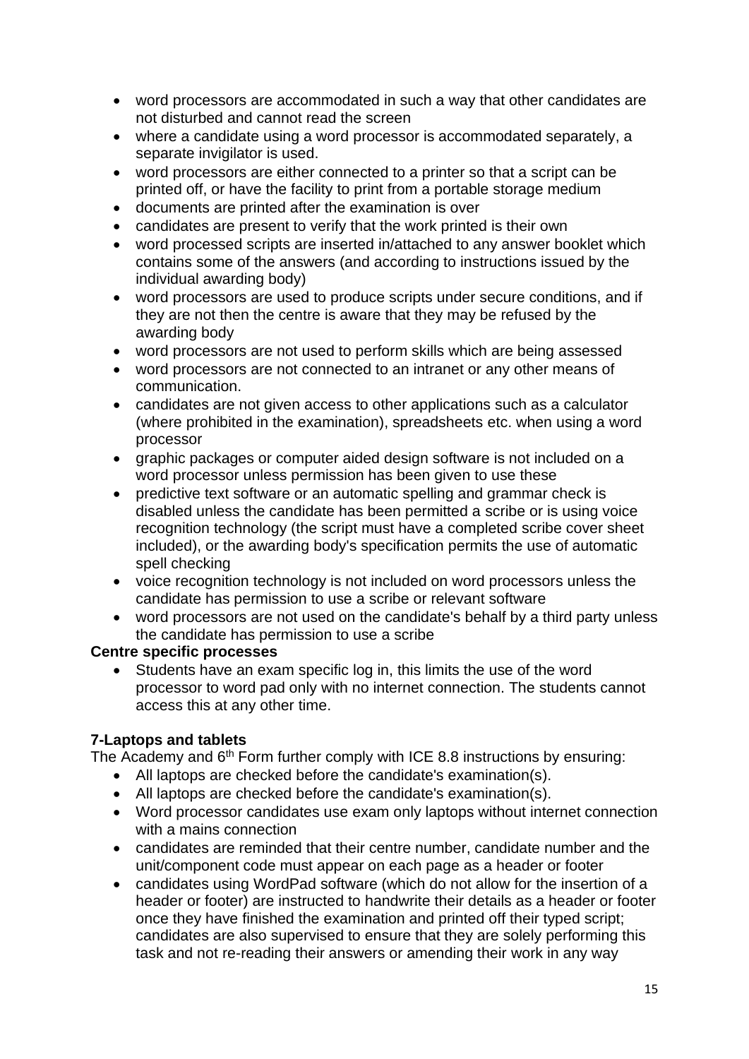- word processors are accommodated in such a way that other candidates are not disturbed and cannot read the screen
- where a candidate using a word processor is accommodated separately, a separate invigilator is used.
- word processors are either connected to a printer so that a script can be printed off, or have the facility to print from a portable storage medium
- documents are printed after the examination is over
- candidates are present to verify that the work printed is their own
- word processed scripts are inserted in/attached to any answer booklet which contains some of the answers (and according to instructions issued by the individual awarding body)
- word processors are used to produce scripts under secure conditions, and if they are not then the centre is aware that they may be refused by the awarding body
- word processors are not used to perform skills which are being assessed
- word processors are not connected to an intranet or any other means of communication.
- candidates are not given access to other applications such as a calculator (where prohibited in the examination), spreadsheets etc. when using a word processor
- graphic packages or computer aided design software is not included on a word processor unless permission has been given to use these
- predictive text software or an automatic spelling and grammar check is disabled unless the candidate has been permitted a scribe or is using voice recognition technology (the script must have a completed scribe cover sheet included), or the awarding body's specification permits the use of automatic spell checking
- voice recognition technology is not included on word processors unless the candidate has permission to use a scribe or relevant software
- word processors are not used on the candidate's behalf by a third party unless the candidate has permission to use a scribe

**Centre specific processes**

- Students have an exam specific log in, this limits the use of the word processor to word pad only with no internet connection. The students cannot access this at any other time.

**7-Laptops and tablets**

The Academy and 6th Form further comply with ICE 8.8 instructions by ensuring:

- All laptops are checked before the candidate's examination(s).
- All laptops are checked before the candidate's examination(s).
- Word processor candidates use exam only laptops without internet connection with a mains connection
- candidates are reminded that their centre number, candidate number and the unit/component code must appear on each page as a header or footer
- candidates using WordPad software (which do not allow for the insertion of a header or footer) are instructed to handwrite their details as a header or footer once they have finished the examination and printed off their typed script; candidates are also supervised to ensure that they are solely performing this task and not re-reading their answers or amending their work in any way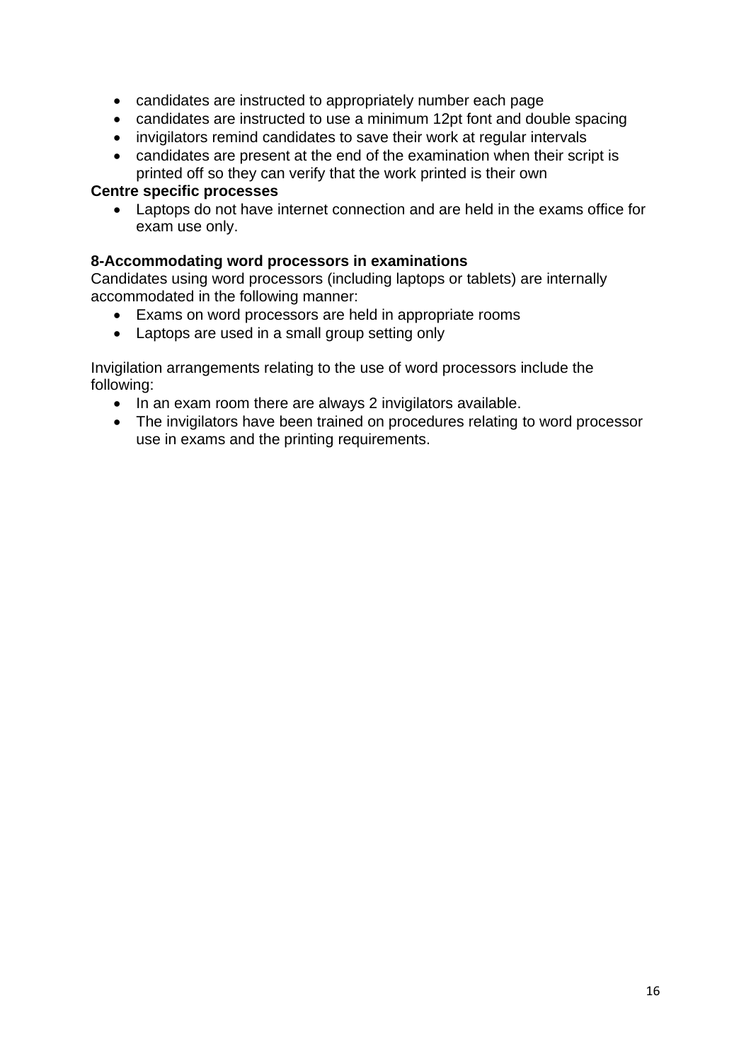- candidates are instructed to appropriately number each page
- candidates are instructed to use a minimum 12pt font and double spacing
- invigilators remind candidates to save their work at regular intervals
- candidates are present at the end of the examination when their script is printed off so they can verify that the work printed is their own

**Centre specific processes**

- Laptops do not have internet connection and are held in the exams office for exam use only.

**8-Accommodating word processors in examinations**

Candidates using word processors (including laptops or tablets) are internally accommodated in the following manner:

- Exams on word processors are held in appropriate rooms
- Laptops are used in a small group setting only

Invigilation arrangements relating to the use of word processors include the following:

- In an exam room there are always 2 invigilators available.
- The invigilators have been trained on procedures relating to word processor use in exams and the printing requirements.